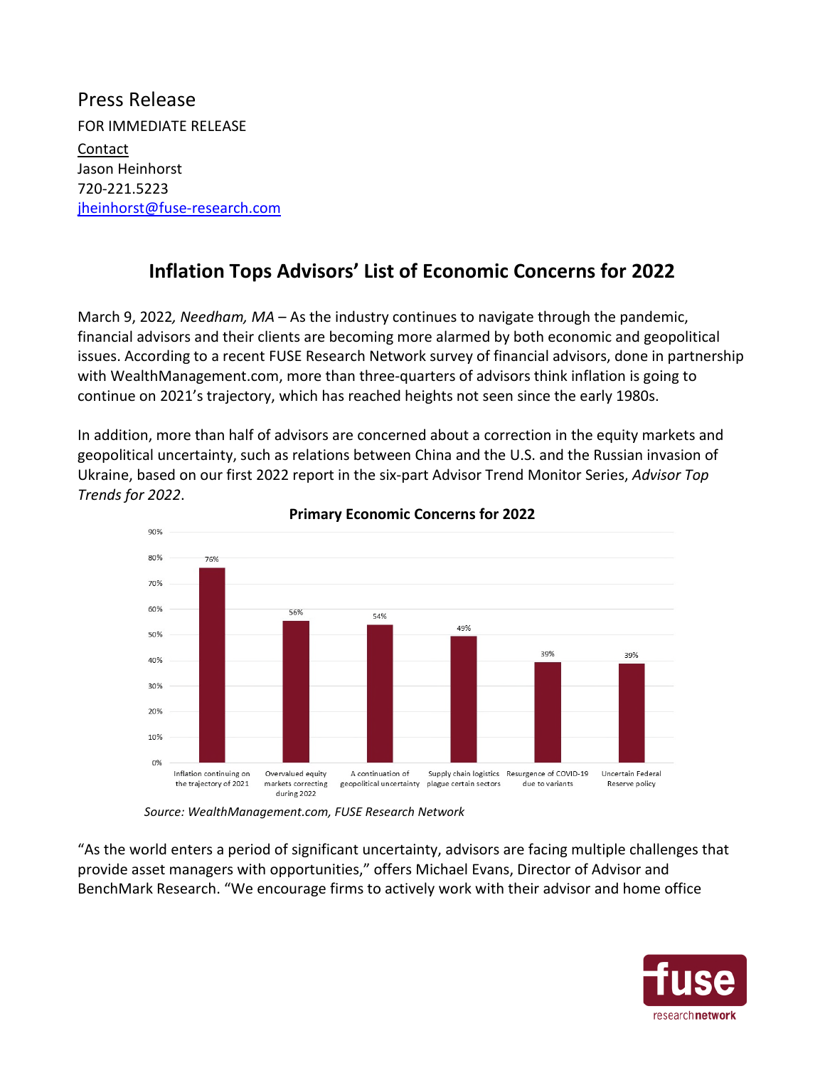Press Release

FOR IMMEDIATE RELEASE

Contact

Jason Heinhorst

720-221.5223

jheinhorst@fuse-research.com

# Inflation Tops Advisors' List of Economic Concerns for 2022

March 9, 2022*, Needham, MA* – As the industry continues to navigate through the pandemic, financial advisors and their clients are becoming more alarmed by both economic and geopolitical issues. According to a recent FUSE Research Network survey of financial advisors, done in partnership with WealthManagement.com, more than three-quarters of advisors think inflation is going to continue on 2021's trajectory, which has reached heights not seen since the early 1980s.

In addition, more than half of advisors are concerned about a correction in the equity markets and geopolitical uncertainty, such as relations between China and the U.S. and the Russian invasion of Ukraine, based on our first 2022 report in the six-part Advisor Trend Monitor Series, *Advisor Top Trends for 2022*.

**Primary Economic Concerns for 2022**

| Concern | Percentage |
|---|---|
| Inflation continuing on the trajectory of 2021 | 76% |
| Overvalued equity markets correcting during 2022 | 56% |
| A continuation of geopolitical uncertainty | 54% |
| Supply chain logistics plague certain sectors | 49% |
| Resurgence of COVID-19 due to variants | 39% |
| Uncertain Federal Reserve policy | 39% |

*Source: WealthManagement.com, FUSE Research Network*

"As the world enters a period of significant uncertainty, advisors are facing multiple challenges that provide asset managers with opportunities," offers Michael Evans, Director of Advisor and BenchMark Research. "We encourage firms to actively work with their advisor and home office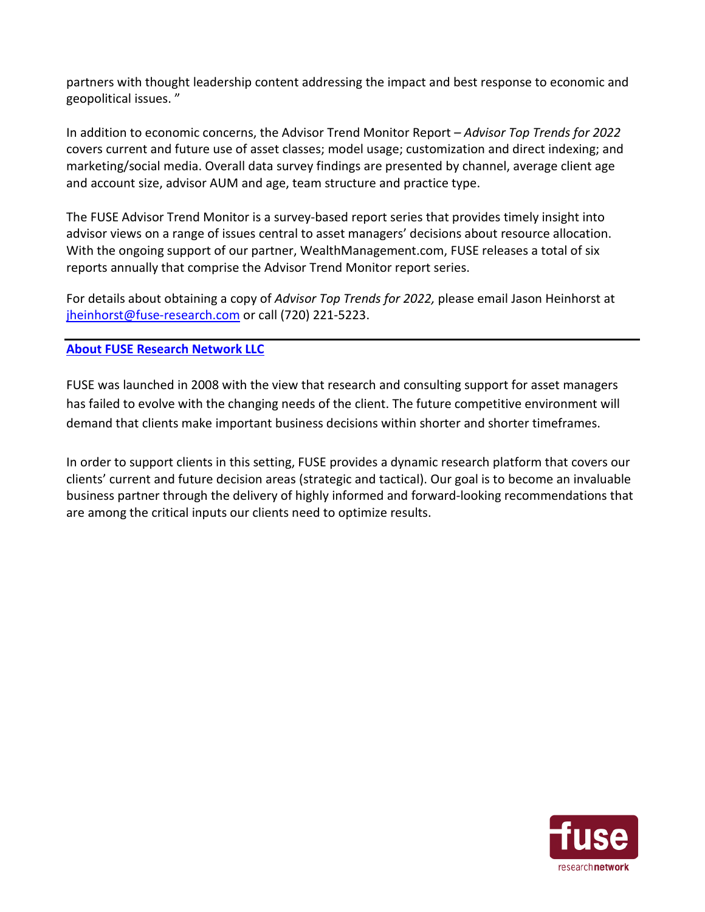partners with thought leadership content addressing the impact and best response to economic and geopolitical issues. "

In addition to economic concerns, the Advisor Trend Monitor Report – *Advisor Top Trends for 2022* covers current and future use of asset classes; model usage; customization and direct indexing; and marketing/social media. Overall data survey findings are presented by channel, average client age and account size, advisor AUM and age, team structure and practice type.

The FUSE Advisor Trend Monitor is a survey-based report series that provides timely insight into advisor views on a range of issues central to asset managers' decisions about resource allocation. With the ongoing support of our partner, WealthManagement.com, FUSE releases a total of six reports annually that comprise the Advisor Trend Monitor report series.

For details about obtaining a copy of *Advisor Top Trends for 2022,* please email Jason Heinhorst at jheinhorst@fuse-research.com or call (720) 221-5223.

---

**About FUSE Research Network LLC**

FUSE was launched in 2008 with the view that research and consulting support for asset managers has failed to evolve with the changing needs of the client. The future competitive environment will demand that clients make important business decisions within shorter and shorter timeframes.

In order to support clients in this setting, FUSE provides a dynamic research platform that covers our clients' current and future decision areas (strategic and tactical). Our goal is to become an invaluable business partner through the delivery of highly informed and forward-looking recommendations that are among the critical inputs our clients need to optimize results.

fuse
researchnetwork